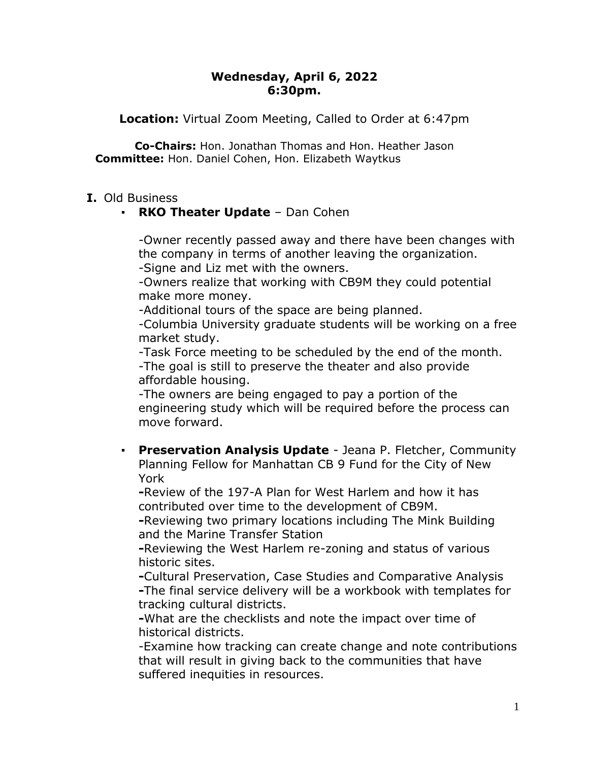**Wednesday, April 6, 2022**
**6:30pm.**

**Location:** Virtual Zoom Meeting, Called to Order at 6:47pm

**Co-Chairs:** Hon. Jonathan Thomas and Hon. Heather Jason
**Committee:** Hon. Daniel Cohen, Hon. Elizabeth Waytkus

**I.** Old Business

- **RKO Theater Update** – Dan Cohen

  -Owner recently passed away and there have been changes with the company in terms of another leaving the organization.
  -Signe and Liz met with the owners.
  -Owners realize that working with CB9M they could potential make more money.
  -Additional tours of the space are being planned.
  -Columbia University graduate students will be working on a free market study.
  -Task Force meeting to be scheduled by the end of the month.
  -The goal is still to preserve the theater and also provide affordable housing.
  -The owners are being engaged to pay a portion of the engineering study which will be required before the process can move forward.

- **Preservation Analysis Update** - Jeana P. Fletcher, Community Planning Fellow for Manhattan CB 9 Fund for the City of New York
  **-**Review of the 197-A Plan for West Harlem and how it has contributed over time to the development of CB9M.
  **-**Reviewing two primary locations including The Mink Building and the Marine Transfer Station
  **-**Reviewing the West Harlem re-zoning and status of various historic sites.
  **-**Cultural Preservation, Case Studies and Comparative Analysis
  **-**The final service delivery will be a workbook with templates for tracking cultural districts.
  **-**What are the checklists and note the impact over time of historical districts.
  -Examine how tracking can create change and note contributions that will result in giving back to the communities that have suffered inequities in resources.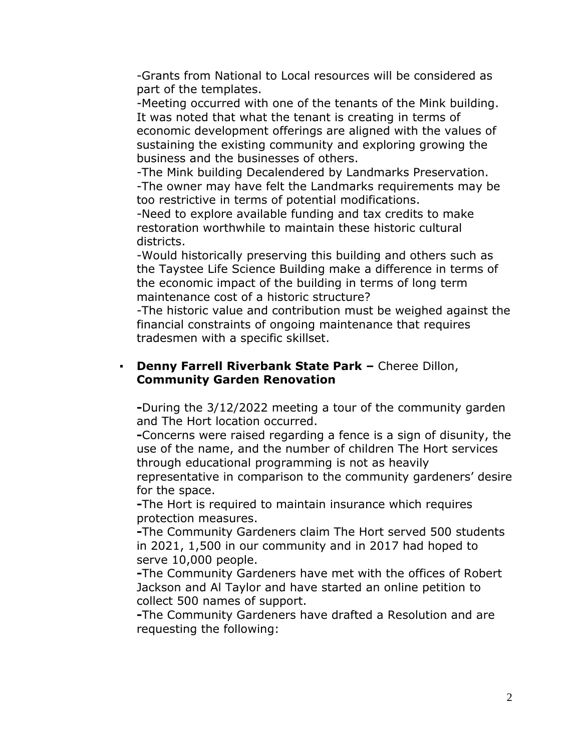-Grants from National to Local resources will be considered as part of the templates.

-Meeting occurred with one of the tenants of the Mink building. It was noted that what the tenant is creating in terms of economic development offerings are aligned with the values of sustaining the existing community and exploring growing the business and the businesses of others.

-The Mink building Decalendered by Landmarks Preservation.

-The owner may have felt the Landmarks requirements may be too restrictive in terms of potential modifications.

-Need to explore available funding and tax credits to make restoration worthwhile to maintain these historic cultural districts.

-Would historically preserving this building and others such as the Taystee Life Science Building make a difference in terms of the economic impact of the building in terms of long term maintenance cost of a historic structure?

-The historic value and contribution must be weighed against the financial constraints of ongoing maintenance that requires tradesmen with a specific skillset.

- **Denny Farrell Riverbank State Park –** Cheree Dillon, **Community Garden Renovation**

  **-**During the 3/12/2022 meeting a tour of the community garden and The Hort location occurred.

  **-**Concerns were raised regarding a fence is a sign of disunity, the use of the name, and the number of children The Hort services through educational programming is not as heavily representative in comparison to the community gardeners' desire for the space.

  **-**The Hort is required to maintain insurance which requires protection measures.

  **-**The Community Gardeners claim The Hort served 500 students in 2021, 1,500 in our community and in 2017 had hoped to serve 10,000 people.

  **-**The Community Gardeners have met with the offices of Robert Jackson and Al Taylor and have started an online petition to collect 500 names of support.

  **-**The Community Gardeners have drafted a Resolution and are requesting the following: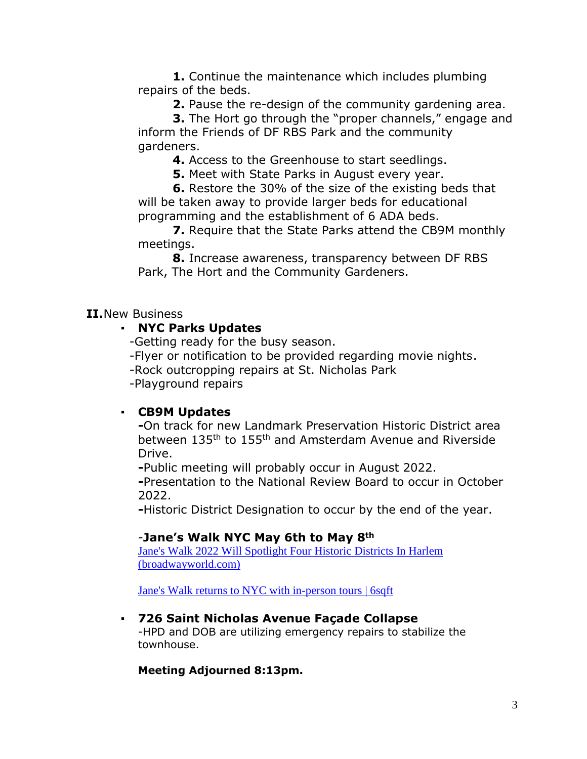**1.** Continue the maintenance which includes plumbing repairs of the beds.

**2.** Pause the re-design of the community gardening area.

**3.** The Hort go through the "proper channels," engage and inform the Friends of DF RBS Park and the community gardeners.

**4.** Access to the Greenhouse to start seedlings.

**5.** Meet with State Parks in August every year.

**6.** Restore the 30% of the size of the existing beds that will be taken away to provide larger beds for educational programming and the establishment of 6 ADA beds.

**7.** Require that the State Parks attend the CB9M monthly meetings.

**8.** Increase awareness, transparency between DF RBS Park, The Hort and the Community Gardeners.

**II.** New Business

- **NYC Parks Updates**

  -Getting ready for the busy season.
  
  -Flyer or notification to be provided regarding movie nights.
  
  -Rock outcropping repairs at St. Nicholas Park
  
  -Playground repairs

- **CB9M Updates**

  **-**On track for new Landmark Preservation Historic District area between 135th to 155th and Amsterdam Avenue and Riverside Drive.
  
  **-**Public meeting will probably occur in August 2022.
  
  **-**Presentation to the National Review Board to occur in October 2022.
  
  **-**Historic District Designation to occur by the end of the year.

  -**Jane's Walk NYC May 6th to May 8th**
  
  [Jane's Walk 2022 Will Spotlight Four Historic Districts In Harlem (broadwayworld.com)]
  
  [Jane's Walk returns to NYC with in-person tours | 6sqft]

- **726 Saint Nicholas Avenue Façade Collapse**

  -HPD and DOB are utilizing emergency repairs to stabilize the townhouse.

**Meeting Adjourned 8:13pm.**